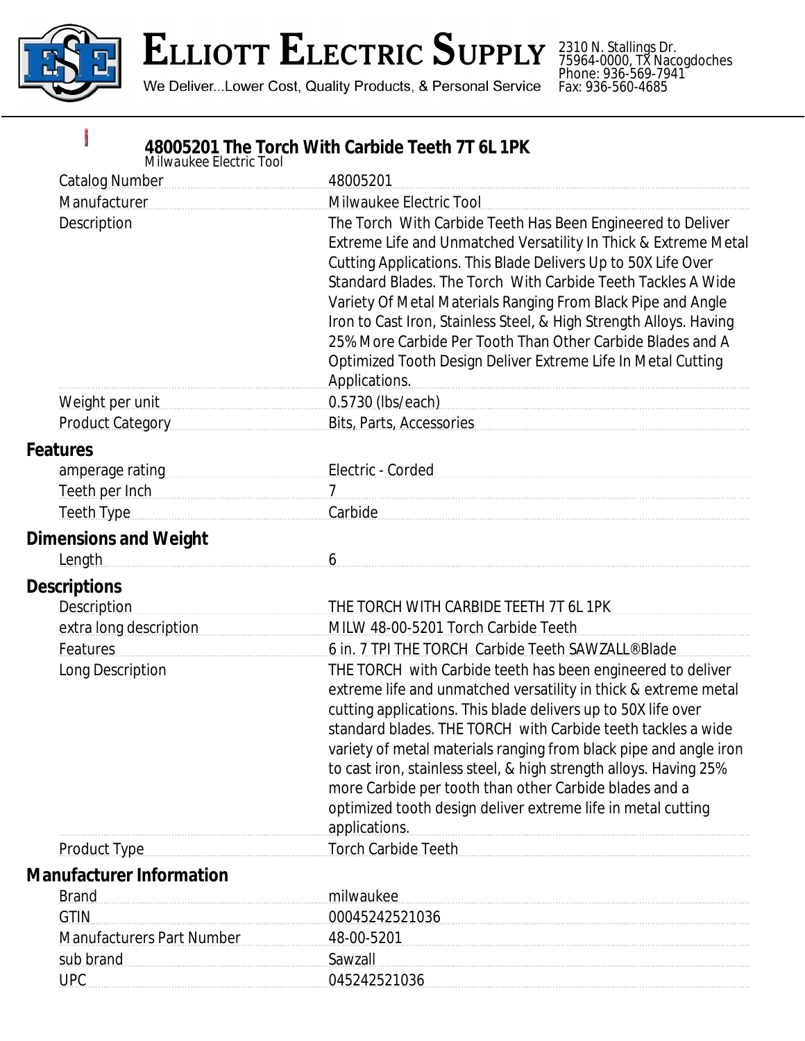# ELLIOTT ELECTRIC SUPPLY

We Deliver...Lower Cost, Quality Products, & Personal Service

2310 N. Stallings Dr.
75964-0000, TX Nacogdoches
Phone: 936-569-7941
Fax: 936-560-4685

## 48005201 The Torch With Carbide Teeth 7T 6L 1PK

*Milwaukee Electric Tool*

| | |
|---|---|
| Catalog Number | 48005201 |
| Manufacturer | Milwaukee Electric Tool |
| Description | The Torch With Carbide Teeth Has Been Engineered to Deliver Extreme Life and Unmatched Versatility In Thick & Extreme Metal Cutting Applications. This Blade Delivers Up to 50X Life Over Standard Blades. The Torch With Carbide Teeth Tackles A Wide Variety Of Metal Materials Ranging From Black Pipe and Angle Iron to Cast Iron, Stainless Steel, & High Strength Alloys. Having 25% More Carbide Per Tooth Than Other Carbide Blades and A Optimized Tooth Design Deliver Extreme Life In Metal Cutting Applications. |
| Weight per unit | 0.5730 (lbs/each) |
| Product Category | Bits, Parts, Accessories |

### Features

| | |
|---|---|
| amperage rating | Electric - Corded |
| Teeth per Inch | 7 |
| Teeth Type | Carbide |

### Dimensions and Weight

| | |
|---|---|
| Length | 6 |

### Descriptions

| | |
|---|---|
| Description | THE TORCH WITH CARBIDE TEETH 7T 6L 1PK |
| extra long description | MILW 48-00-5201 Torch Carbide Teeth |
| Features | 6 in. 7 TPI THE TORCH Carbide Teeth SAWZALL®Blade |
| Long Description | THE TORCH with Carbide teeth has been engineered to deliver extreme life and unmatched versatility in thick & extreme metal cutting applications. This blade delivers up to 50X life over standard blades. THE TORCH with Carbide teeth tackles a wide variety of metal materials ranging from black pipe and angle iron to cast iron, stainless steel, & high strength alloys. Having 25% more Carbide per tooth than other Carbide blades and a optimized tooth design deliver extreme life in metal cutting applications. |
| Product Type | Torch Carbide Teeth |

### Manufacturer Information

| | |
|---|---|
| Brand | milwaukee |
| GTIN | 00045242521036 |
| Manufacturers Part Number | 48-00-5201 |
| sub brand | Sawzall |
| UPC | 045242521036 |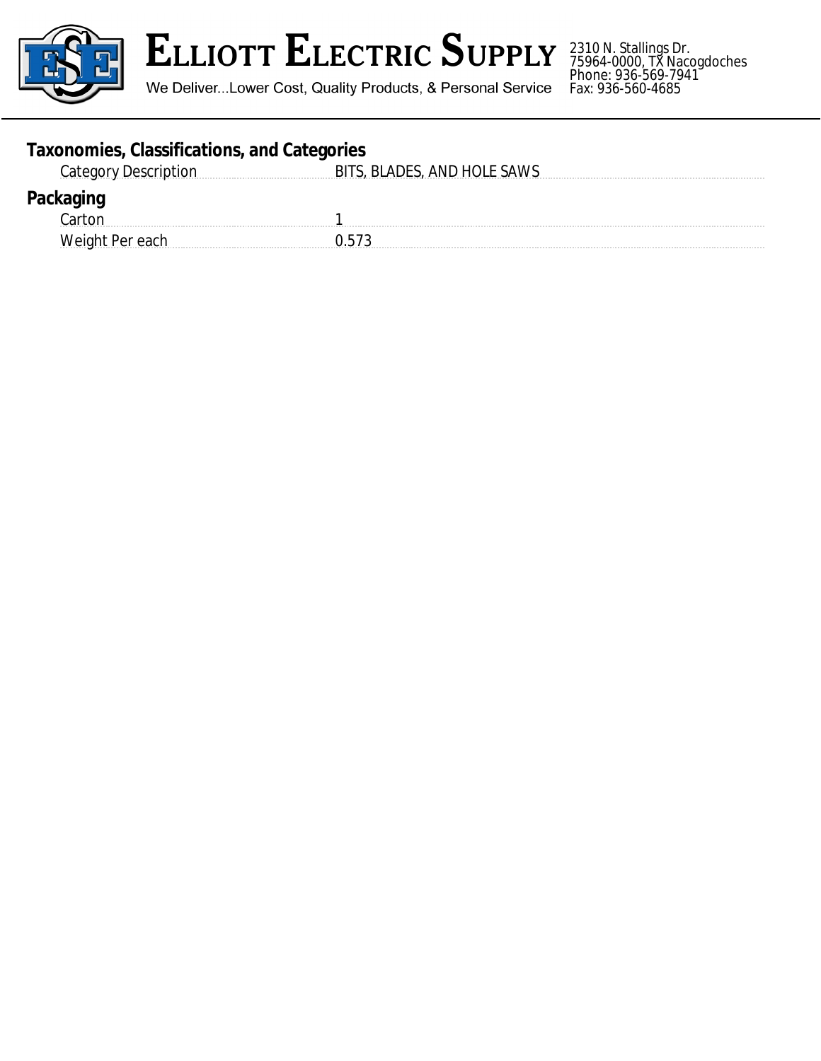## Taxonomies, Classifications, and Categories

| | |
|---|---|
| Category Description | BITS, BLADES, AND HOLE SAWS |

## Packaging

| | |
|---|---|
| Carton | 1 |
| Weight Per each | 0.573 |